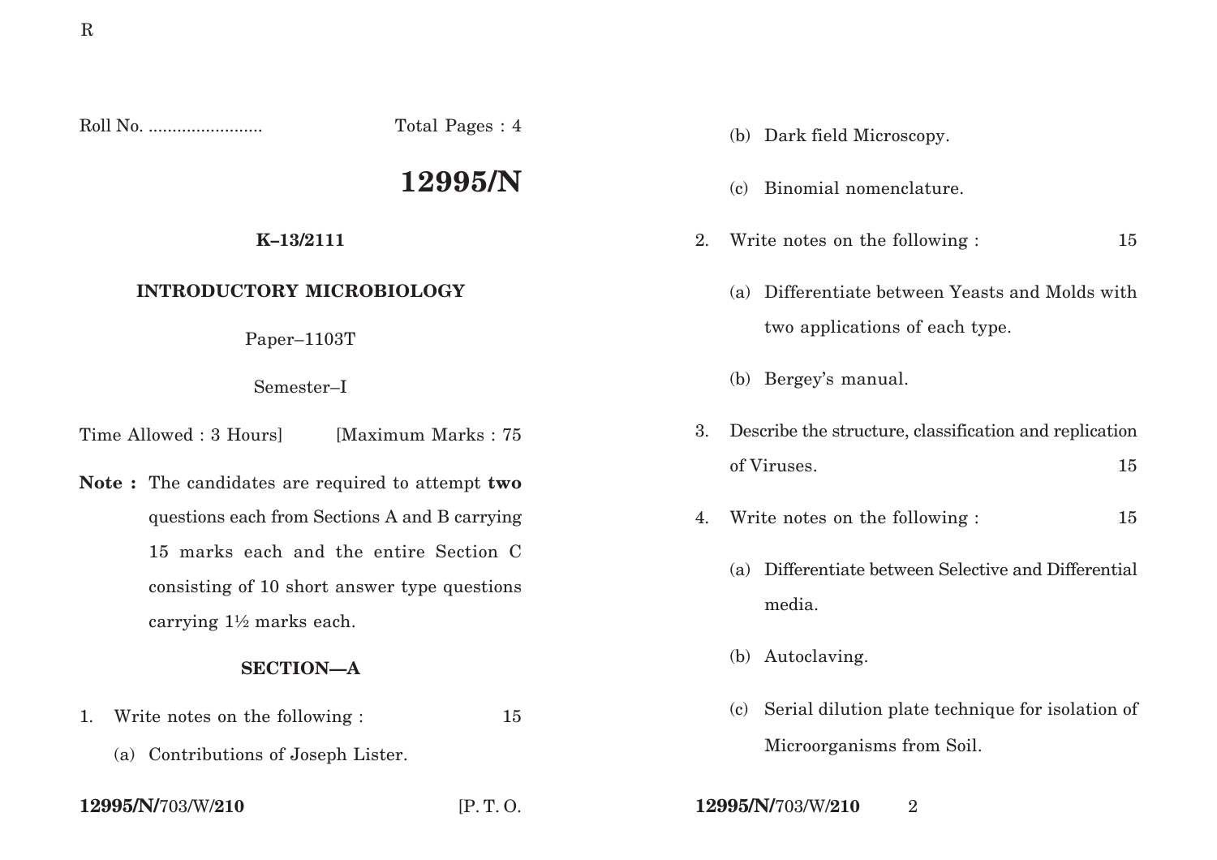R

Roll No. ........................ Total Pages : 4

# 12995/N

**K–13/2111**

**INTRODUCTORY MICROBIOLOGY**

Paper–1103T

Semester–I

Time Allowed : 3 Hours] [Maximum Marks : 75

**Note :** The candidates are required to attempt **two** questions each from Sections A and B carrying 15 marks each and the entire Section C consisting of 10 short answer type questions carrying 1½ marks each.

## SECTION—A

1. Write notes on the following : 15

   (a) Contributions of Joseph Lister.

   (b) Dark field Microscopy.

   (c) Binomial nomenclature.

2. Write notes on the following : 15

   (a) Differentiate between Yeasts and Molds with two applications of each type.

   (b) Bergey's manual.

3. Describe the structure, classification and replication of Viruses. 15

4. Write notes on the following : 15

   (a) Differentiate between Selective and Differential media.

   (b) Autoclaving.

   (c) Serial dilution plate technique for isolation of Microorganisms from Soil.

12995/N/703/W/210 [P. T. O.

12995/N/703/W/210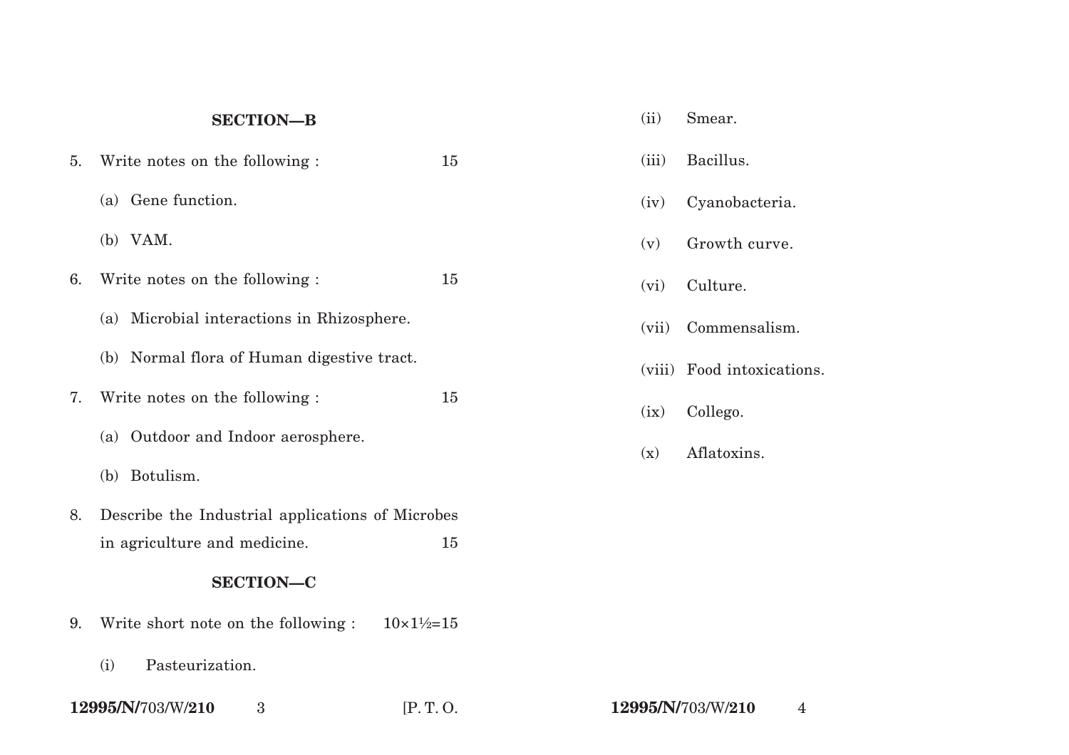## SECTION—B

5. Write notes on the following : 15

   (a) Gene function.

   (b) VAM.

6. Write notes on the following : 15

   (a) Microbial interactions in Rhizosphere.

   (b) Normal flora of Human digestive tract.

7. Write notes on the following : 15

   (a) Outdoor and Indoor aerosphere.

   (b) Botulism.

8. Describe the Industrial applications of Microbes in agriculture and medicine. 15

## SECTION—C

9. Write short note on the following : 10×1½=15

   (i) Pasteurization.

   (ii) Smear.

   (iii) Bacillus.

   (iv) Cyanobacteria.

   (v) Growth curve.

   (vi) Culture.

   (vii) Commensalism.

   (viii) Food intoxications.

   (ix) Collego.

   (x) Aflatoxins.